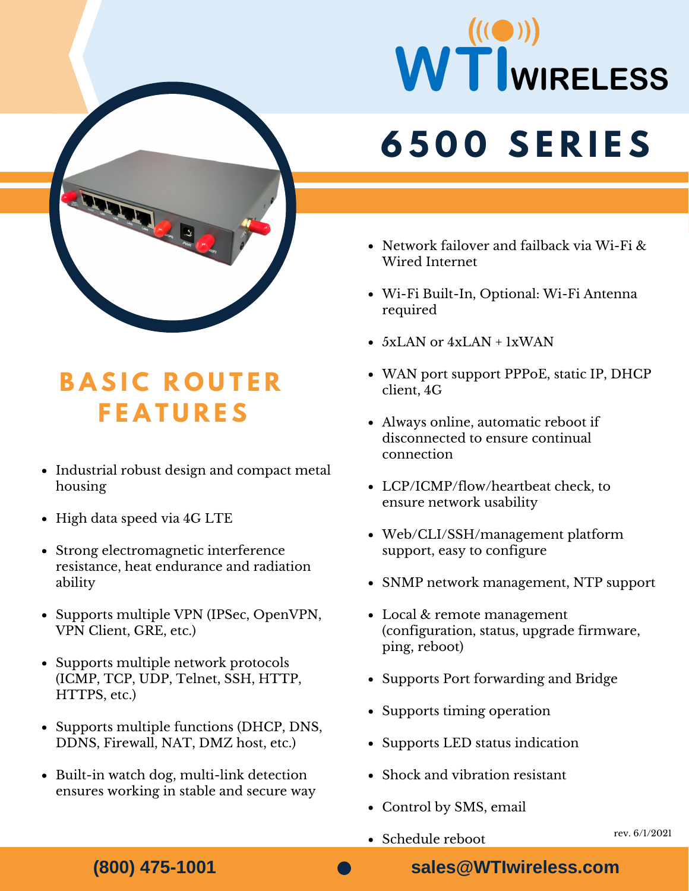# WTI WIRELESS

# 6500 SERIES

## BASIC ROUTER FEATURES

- Industrial robust design and compact metal housing
- High data speed via 4G LTE
- Strong electromagnetic interference resistance, heat endurance and radiation ability
- Supports multiple VPN (IPSec, OpenVPN, VPN Client, GRE, etc.)
- Supports multiple network protocols (ICMP, TCP, UDP, Telnet, SSH, HTTP, HTTPS, etc.)
- Supports multiple functions (DHCP, DNS, DDNS, Firewall, NAT, DMZ host, etc.)
- Built-in watch dog, multi-link detection ensures working in stable and secure way
- Network failover and failback via Wi-Fi & Wired Internet
- Wi-Fi Built-In, Optional: Wi-Fi Antenna required
- 5xLAN or 4xLAN + 1xWAN
- WAN port support PPPoE, static IP, DHCP client, 4G
- Always online, automatic reboot if disconnected to ensure continual connection
- LCP/ICMP/flow/heartbeat check, to ensure network usability
- Web/CLI/SSH/management platform support, easy to configure
- SNMP network management, NTP support
- Local & remote management (configuration, status, upgrade firmware, ping, reboot)
- Supports Port forwarding and Bridge
- Supports timing operation
- Supports LED status indication
- Shock and vibration resistant
- Control by SMS, email
- Schedule reboot

rev. 6/1/2021

**(800) 475-1001** ● **sales@WTIwireless.com**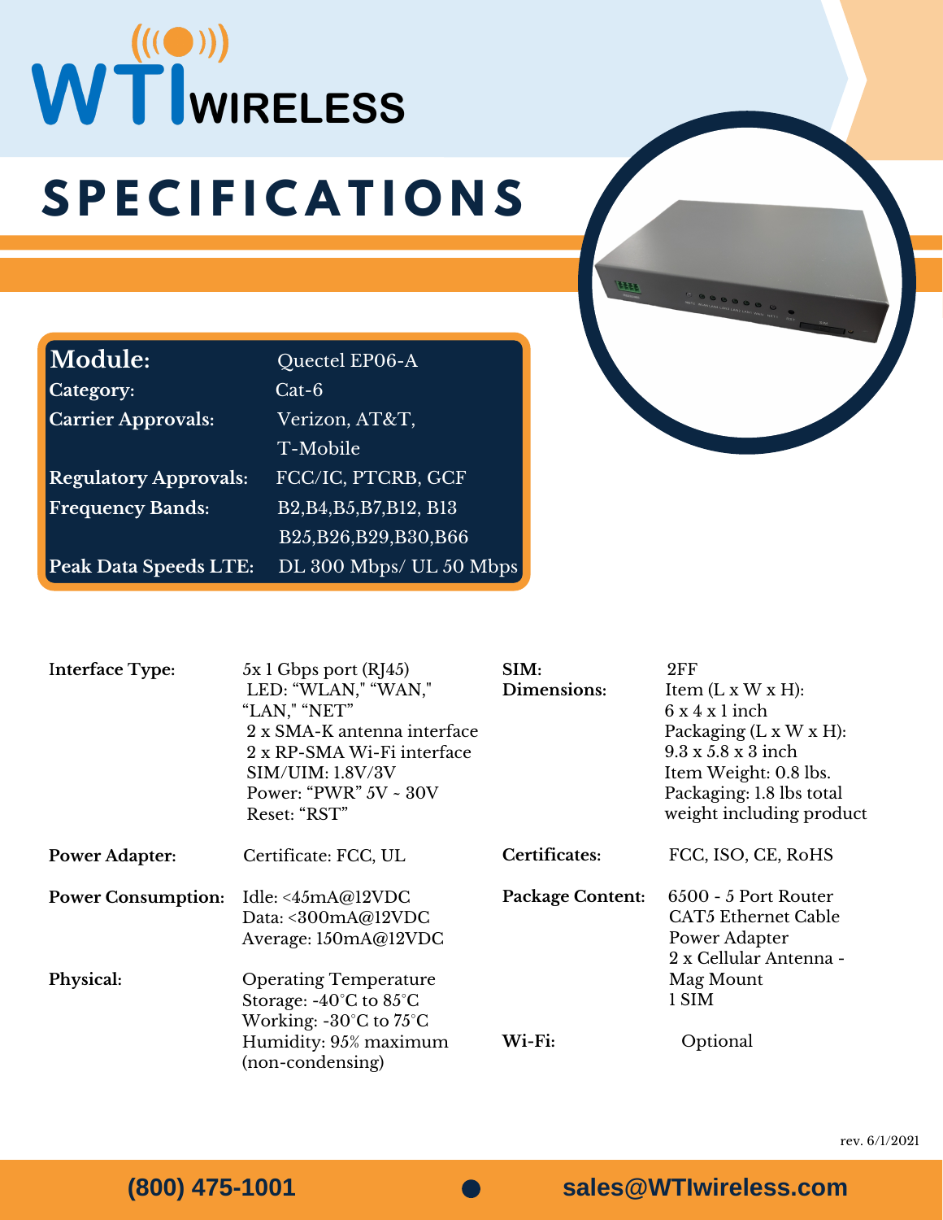# WTI WIRELESS

# SPECIFICATIONS

| | |
|---|---|
| **Module:** | Quectel EP06-A |
| **Category:** | Cat-6 |
| **Carrier Approvals:** | Verizon, AT&T, T-Mobile |
| **Regulatory Approvals:** | FCC/IC, PTCRB, GCF |
| **Frequency Bands:** | B2,B4,B5,B7,B12, B13 B25,B26,B29,B30,B66 |
| **Peak Data Speeds LTE:** | DL 300 Mbps/ UL 50 Mbps |

| | |
|---|---|
| **Interface Type:** | 5x 1 Gbps port (RJ45)<br>LED: "WLAN," "WAN," "LAN," "NET"<br>2 x SMA-K antenna interface<br>2 x RP-SMA Wi-Fi interface<br>SIM/UIM: 1.8V/3V<br>Power: "PWR" 5V ~ 30V<br>Reset: "RST" |
| **Power Adapter:** | Certificate: FCC, UL |
| **Power Consumption:** | Idle: <45mA@12VDC<br>Data: <300mA@12VDC<br>Average: 150mA@12VDC |
| **Physical:** | Operating Temperature<br>Storage: -40°C to 85°C<br>Working: -30°C to 75°C<br>Humidity: 95% maximum (non-condensing) |
| **SIM:** | 2FF |
| **Dimensions:** | Item (L x W x H):<br>6 x 4 x 1 inch<br>Packaging (L x W x H):<br>9.3 x 5.8 x 3 inch<br>Item Weight: 0.8 lbs.<br>Packaging: 1.8 lbs total weight including product |
| **Certificates:** | FCC, ISO, CE, RoHS |
| **Package Content:** | 6500 - 5 Port Router<br>CAT5 Ethernet Cable<br>Power Adapter<br>2 x Cellular Antenna - Mag Mount<br>1 SIM |
| **Wi-Fi:** | Optional |

rev. 6/1/2021

(800) 475-1001 ● sales@WTIwireless.com